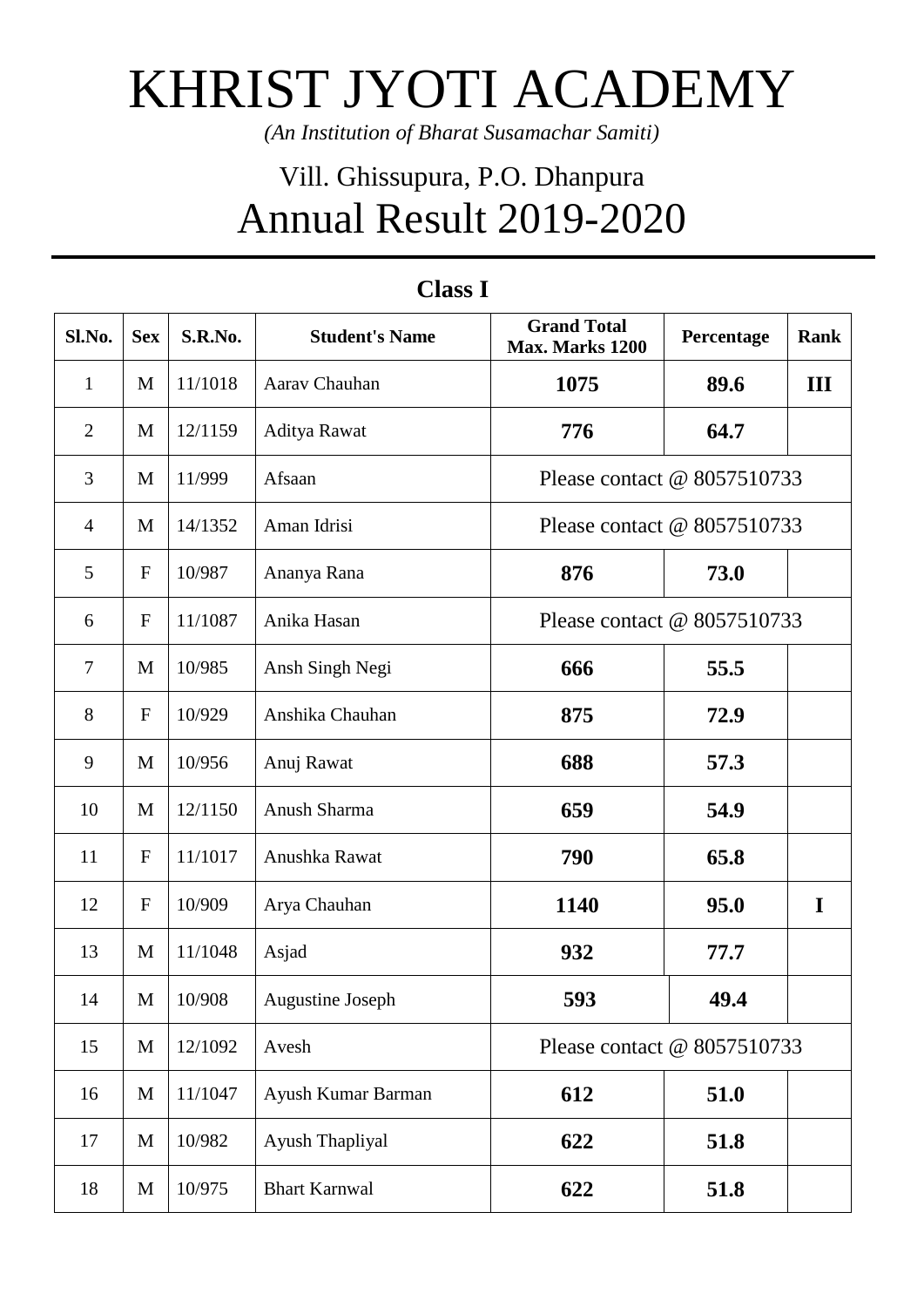# KHRIST JYOTI ACADEMY

*(An Institution of Bharat Susamachar Samiti)*

## Vill. Ghissupura, P.O. Dhanpura

## Annual Result 2019-2020

### Class I

| Sl.No. | Sex | S.R.No. | Student's Name | Grand Total Max. Marks 1200 | Percentage | Rank |
|---|---|---|---|---|---|---|
| 1 | M | 11/1018 | Aarav Chauhan | **1075** | **89.6** | **III** |
| 2 | M | 12/1159 | Aditya Rawat | **776** | **64.7** | |
| 3 | M | 11/999 | Afsaan | Please contact @ 8057510733 | | |
| 4 | M | 14/1352 | Aman Idrisi | Please contact @ 8057510733 | | |
| 5 | F | 10/987 | Ananya Rana | **876** | **73.0** | |
| 6 | F | 11/1087 | Anika Hasan | Please contact @ 8057510733 | | |
| 7 | M | 10/985 | Ansh Singh Negi | **666** | **55.5** | |
| 8 | F | 10/929 | Anshika Chauhan | **875** | **72.9** | |
| 9 | M | 10/956 | Anuj Rawat | **688** | **57.3** | |
| 10 | M | 12/1150 | Anush Sharma | **659** | **54.9** | |
| 11 | F | 11/1017 | Anushka Rawat | **790** | **65.8** | |
| 12 | F | 10/909 | Arya Chauhan | **1140** | **95.0** | **I** |
| 13 | M | 11/1048 | Asjad | **932** | **77.7** | |
| 14 | M | 10/908 | Augustine Joseph | **593** | **49.4** | |
| 15 | M | 12/1092 | Avesh | Please contact @ 8057510733 | | |
| 16 | M | 11/1047 | Ayush Kumar Barman | **612** | **51.0** | |
| 17 | M | 10/982 | Ayush Thapliyal | **622** | **51.8** | |
| 18 | M | 10/975 | Bhart Karnwal | **622** | **51.8** | |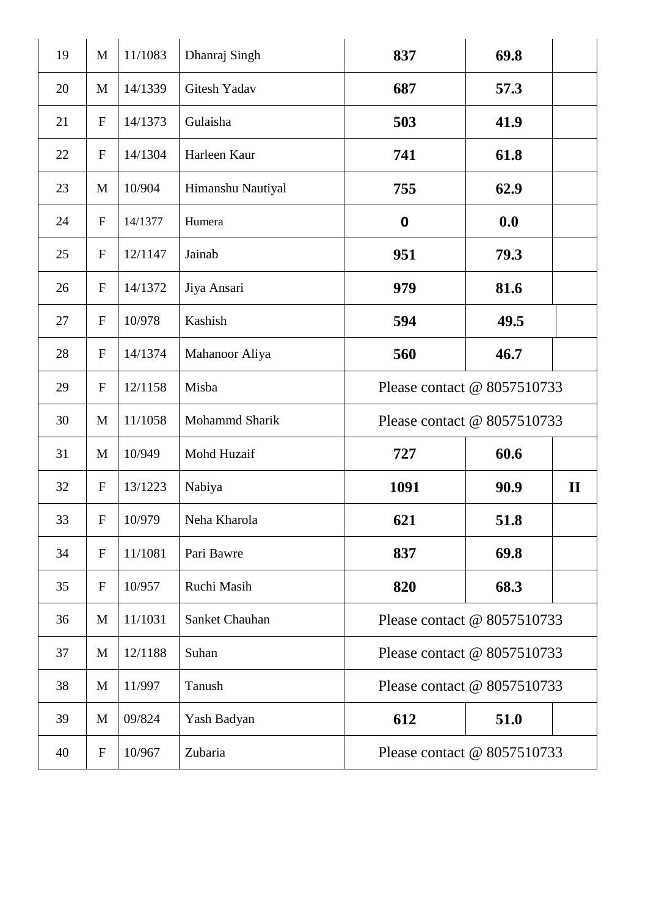| | | | | | | |
|---|---|---|---|---|---|---|
| 19 | M | 11/1083 | Dhanraj Singh | **837** | **69.8** | |
| 20 | M | 14/1339 | Gitesh Yadav | **687** | **57.3** | |
| 21 | F | 14/1373 | Gulaisha | **503** | **41.9** | |
| 22 | F | 14/1304 | Harleen Kaur | **741** | **61.8** | |
| 23 | M | 10/904 | Himanshu Nautiyal | **755** | **62.9** | |
| 24 | F | 14/1377 | Humera | **0** | **0.0** | |
| 25 | F | 12/1147 | Jainab | **951** | **79.3** | |
| 26 | F | 14/1372 | Jiya Ansari | **979** | **81.6** | |
| 27 | F | 10/978 | Kashish | **594** | **49.5** | |
| 28 | F | 14/1374 | Mahanoor Aliya | **560** | **46.7** | |
| 29 | F | 12/1158 | Misba | Please contact @ 8057510733 | | |
| 30 | M | 11/1058 | Mohammd Sharik | Please contact @ 8057510733 | | |
| 31 | M | 10/949 | Mohd Huzaif | **727** | **60.6** | |
| 32 | F | 13/1223 | Nabiya | **1091** | **90.9** | **II** |
| 33 | F | 10/979 | Neha Kharola | **621** | **51.8** | |
| 34 | F | 11/1081 | Pari Bawre | **837** | **69.8** | |
| 35 | F | 10/957 | Ruchi Masih | **820** | **68.3** | |
| 36 | M | 11/1031 | Sanket Chauhan | Please contact @ 8057510733 | | |
| 37 | M | 12/1188 | Suhan | Please contact @ 8057510733 | | |
| 38 | M | 11/997 | Tanush | Please contact @ 8057510733 | | |
| 39 | M | 09/824 | Yash Badyan | **612** | **51.0** | |
| 40 | F | 10/967 | Zubaria | Please contact @ 8057510733 | | |